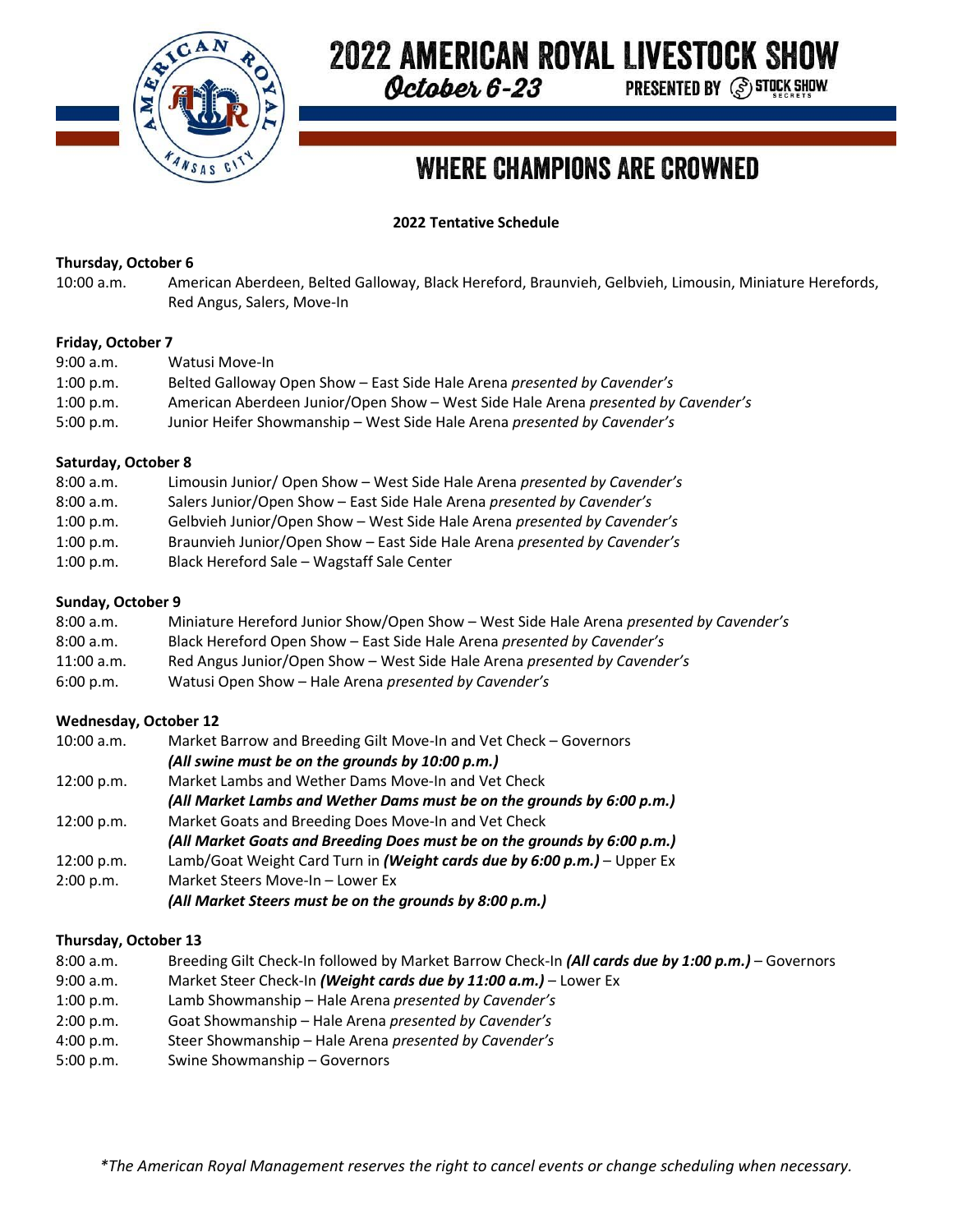# 2022 AMERICAN ROYAL LIVESTOCK SHOW

*October 6-23*

PRESENTED BY STOCK SHOW SECRETS

## WHERE CHAMPIONS ARE CROWNED

**2022 Tentative Schedule**

**Thursday, October 6**

10:00 a.m. American Aberdeen, Belted Galloway, Black Hereford, Braunvieh, Gelbvieh, Limousin, Miniature Herefords, Red Angus, Salers, Move-In

**Friday, October 7**

9:00 a.m. Watusi Move-In
1:00 p.m. Belted Galloway Open Show – East Side Hale Arena *presented by Cavender's*
1:00 p.m. American Aberdeen Junior/Open Show – West Side Hale Arena *presented by Cavender's*
5:00 p.m. Junior Heifer Showmanship – West Side Hale Arena *presented by Cavender's*

**Saturday, October 8**

8:00 a.m. Limousin Junior/ Open Show – West Side Hale Arena *presented by Cavender's*
8:00 a.m. Salers Junior/Open Show – East Side Hale Arena *presented by Cavender's*
1:00 p.m. Gelbvieh Junior/Open Show – West Side Hale Arena *presented by Cavender's*
1:00 p.m. Braunvieh Junior/Open Show – East Side Hale Arena *presented by Cavender's*
1:00 p.m. Black Hereford Sale – Wagstaff Sale Center

**Sunday, October 9**

8:00 a.m. Miniature Hereford Junior Show/Open Show – West Side Hale Arena *presented by Cavender's*
8:00 a.m. Black Hereford Open Show – East Side Hale Arena *presented by Cavender's*
11:00 a.m. Red Angus Junior/Open Show – West Side Hale Arena *presented by Cavender's*
6:00 p.m. Watusi Open Show – Hale Arena *presented by Cavender's*

**Wednesday, October 12**

10:00 a.m. Market Barrow and Breeding Gilt Move-In and Vet Check – Governors
***(All swine must be on the grounds by 10:00 p.m.)***
12:00 p.m. Market Lambs and Wether Dams Move-In and Vet Check
***(All Market Lambs and Wether Dams must be on the grounds by 6:00 p.m.)***
12:00 p.m. Market Goats and Breeding Does Move-In and Vet Check
***(All Market Goats and Breeding Does must be on the grounds by 6:00 p.m.)***
12:00 p.m. Lamb/Goat Weight Card Turn in ***(Weight cards due by 6:00 p.m.)*** – Upper Ex
2:00 p.m. Market Steers Move-In – Lower Ex
***(All Market Steers must be on the grounds by 8:00 p.m.)***

**Thursday, October 13**

8:00 a.m. Breeding Gilt Check-In followed by Market Barrow Check-In ***(All cards due by 1:00 p.m.)*** – Governors
9:00 a.m. Market Steer Check-In ***(Weight cards due by 11:00 a.m.)*** – Lower Ex
1:00 p.m. Lamb Showmanship – Hale Arena *presented by Cavender's*
2:00 p.m. Goat Showmanship – Hale Arena *presented by Cavender's*
4:00 p.m. Steer Showmanship – Hale Arena *presented by Cavender's*
5:00 p.m. Swine Showmanship – Governors

*\*The American Royal Management reserves the right to cancel events or change scheduling when necessary.*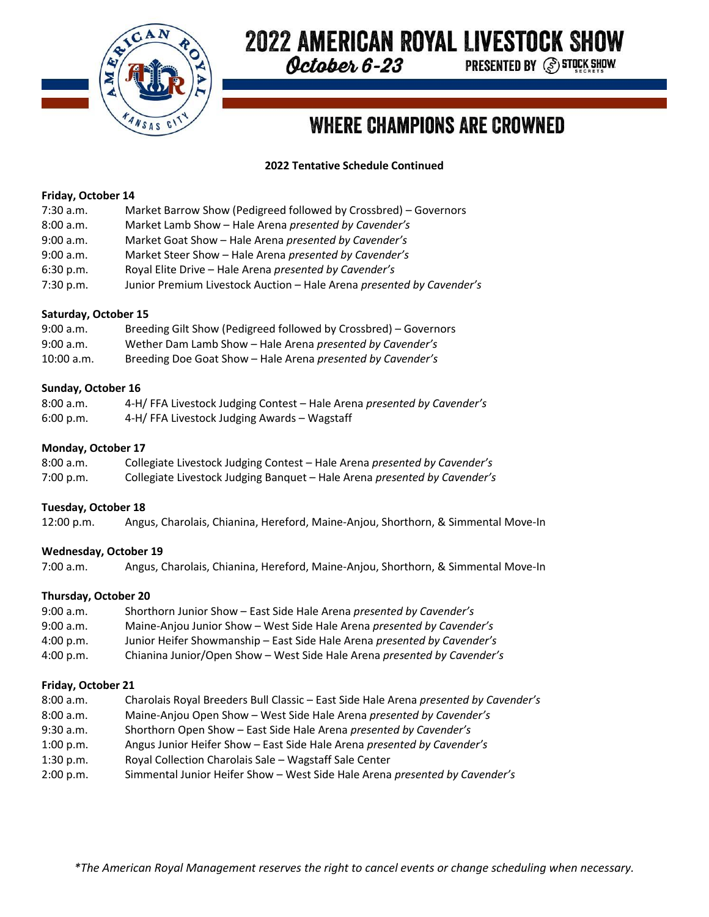# 2022 AMERICAN ROYAL LIVESTOCK SHOW

*October 6-23* PRESENTED BY STOCK SHOW SECRETS

## WHERE CHAMPIONS ARE CROWNED

**2022 Tentative Schedule Continued**

**Friday, October 14**

| | |
|---|---|
| 7:30 a.m. | Market Barrow Show (Pedigreed followed by Crossbred) – Governors |
| 8:00 a.m. | Market Lamb Show – Hale Arena *presented by Cavender's* |
| 9:00 a.m. | Market Goat Show – Hale Arena *presented by Cavender's* |
| 9:00 a.m. | Market Steer Show – Hale Arena *presented by Cavender's* |
| 6:30 p.m. | Royal Elite Drive – Hale Arena *presented by Cavender's* |
| 7:30 p.m. | Junior Premium Livestock Auction – Hale Arena *presented by Cavender's* |

**Saturday, October 15**

| | |
|---|---|
| 9:00 a.m. | Breeding Gilt Show (Pedigreed followed by Crossbred) – Governors |
| 9:00 a.m. | Wether Dam Lamb Show – Hale Arena *presented by Cavender's* |
| 10:00 a.m. | Breeding Doe Goat Show – Hale Arena *presented by Cavender's* |

**Sunday, October 16**

| | |
|---|---|
| 8:00 a.m. | 4-H/ FFA Livestock Judging Contest – Hale Arena *presented by Cavender's* |
| 6:00 p.m. | 4-H/ FFA Livestock Judging Awards – Wagstaff |

**Monday, October 17**

| | |
|---|---|
| 8:00 a.m. | Collegiate Livestock Judging Contest – Hale Arena *presented by Cavender's* |
| 7:00 p.m. | Collegiate Livestock Judging Banquet – Hale Arena *presented by Cavender's* |

**Tuesday, October 18**

| | |
|---|---|
| 12:00 p.m. | Angus, Charolais, Chianina, Hereford, Maine-Anjou, Shorthorn, & Simmental Move-In |

**Wednesday, October 19**

| | |
|---|---|
| 7:00 a.m. | Angus, Charolais, Chianina, Hereford, Maine-Anjou, Shorthorn, & Simmental Move-In |

**Thursday, October 20**

| | |
|---|---|
| 9:00 a.m. | Shorthorn Junior Show – East Side Hale Arena *presented by Cavender's* |
| 9:00 a.m. | Maine-Anjou Junior Show – West Side Hale Arena *presented by Cavender's* |
| 4:00 p.m. | Junior Heifer Showmanship – East Side Hale Arena *presented by Cavender's* |
| 4:00 p.m. | Chianina Junior/Open Show – West Side Hale Arena *presented by Cavender's* |

**Friday, October 21**

| | |
|---|---|
| 8:00 a.m. | Charolais Royal Breeders Bull Classic – East Side Hale Arena *presented by Cavender's* |
| 8:00 a.m. | Maine-Anjou Open Show – West Side Hale Arena *presented by Cavender's* |
| 9:30 a.m. | Shorthorn Open Show – East Side Hale Arena *presented by Cavender's* |
| 1:00 p.m. | Angus Junior Heifer Show – East Side Hale Arena *presented by Cavender's* |
| 1:30 p.m. | Royal Collection Charolais Sale – Wagstaff Sale Center |
| 2:00 p.m. | Simmental Junior Heifer Show – West Side Hale Arena *presented by Cavender's* |

*\*The American Royal Management reserves the right to cancel events or change scheduling when necessary.*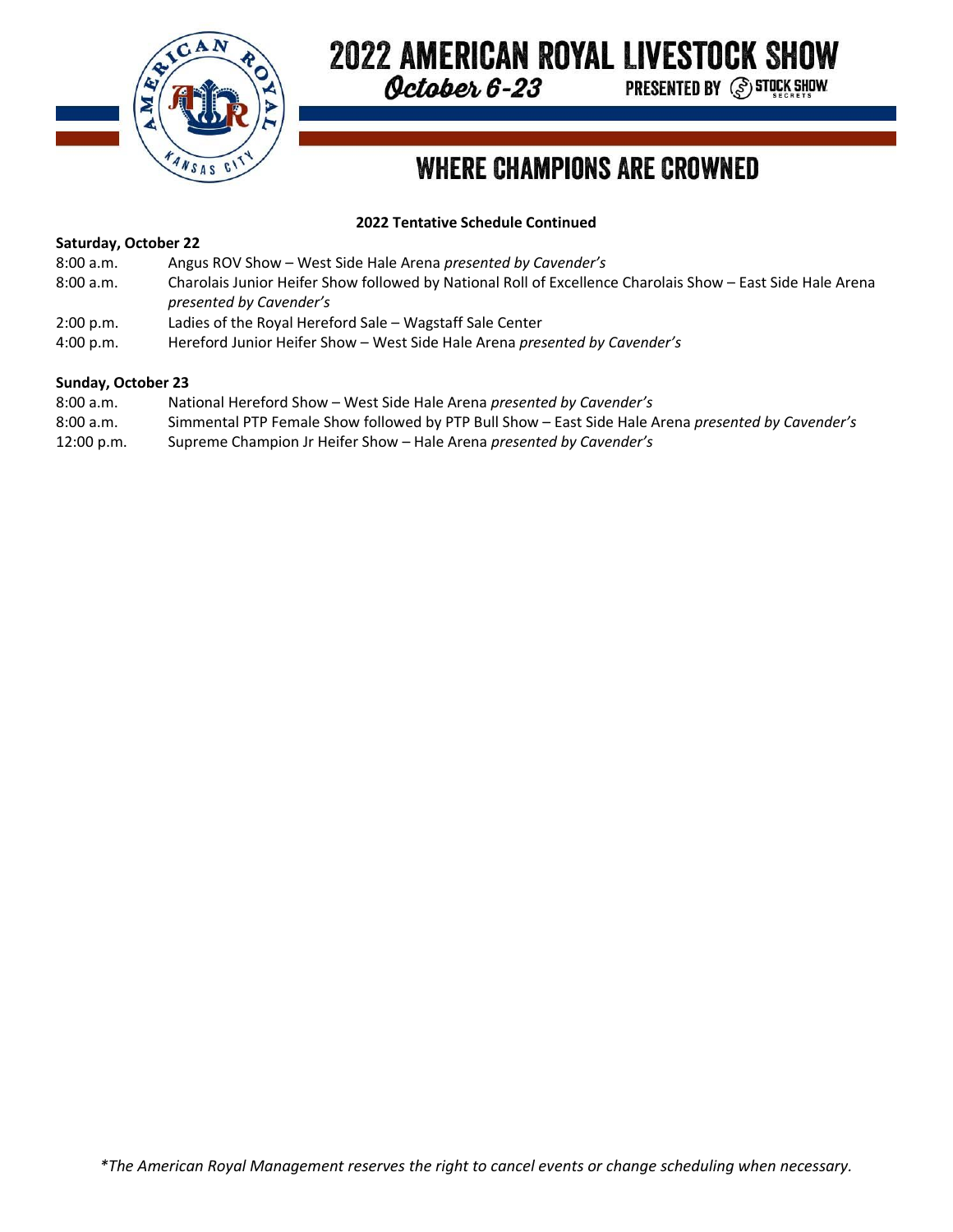# 2022 AMERICAN ROYAL LIVESTOCK SHOW

October 6-23 PRESENTED BY STOCK SHOW SECRETS

## WHERE CHAMPIONS ARE CROWNED

**2022 Tentative Schedule Continued**

**Saturday, October 22**

| | |
|---|---|
| 8:00 a.m. | Angus ROV Show – West Side Hale Arena *presented by Cavender's* |
| 8:00 a.m. | Charolais Junior Heifer Show followed by National Roll of Excellence Charolais Show – East Side Hale Arena *presented by Cavender's* |
| 2:00 p.m. | Ladies of the Royal Hereford Sale – Wagstaff Sale Center |
| 4:00 p.m. | Hereford Junior Heifer Show – West Side Hale Arena *presented by Cavender's* |

**Sunday, October 23**

| | |
|---|---|
| 8:00 a.m. | National Hereford Show – West Side Hale Arena *presented by Cavender's* |
| 8:00 a.m. | Simmental PTP Female Show followed by PTP Bull Show – East Side Hale Arena *presented by Cavender's* |
| 12:00 p.m. | Supreme Champion Jr Heifer Show – Hale Arena *presented by Cavender's* |

*\*The American Royal Management reserves the right to cancel events or change scheduling when necessary.*